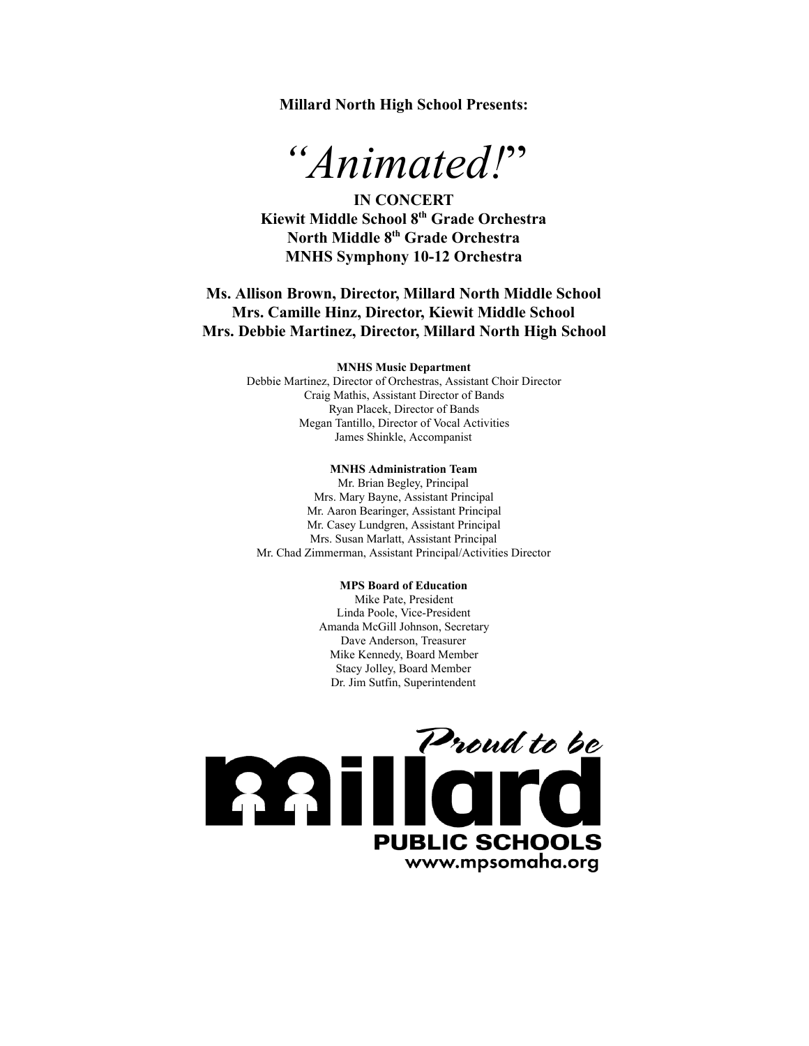**Millard North High School Presents:**

# *"Animated!"*

**IN CONCERT**
**Kiewit Middle School 8th Grade Orchestra**
**North Middle 8th Grade Orchestra**
**MNHS Symphony 10-12 Orchestra**

**Ms. Allison Brown, Director, Millard North Middle School**
**Mrs. Camille Hinz, Director, Kiewit Middle School**
**Mrs. Debbie Martinez, Director, Millard North High School**

**MNHS Music Department**

Debbie Martinez, Director of Orchestras, Assistant Choir Director
Craig Mathis, Assistant Director of Bands
Ryan Placek, Director of Bands
Megan Tantillo, Director of Vocal Activities
James Shinkle, Accompanist

**MNHS Administration Team**

Mr. Brian Begley, Principal
Mrs. Mary Bayne, Assistant Principal
Mr. Aaron Bearinger, Assistant Principal
Mr. Casey Lundgren, Assistant Principal
Mrs. Susan Marlatt, Assistant Principal
Mr. Chad Zimmerman, Assistant Principal/Activities Director

**MPS Board of Education**

Mike Pate, President
Linda Poole, Vice-President
Amanda McGill Johnson, Secretary
Dave Anderson, Treasurer
Mike Kennedy, Board Member
Stacy Jolley, Board Member
Dr. Jim Sutfin, Superintendent

*Proud to be*
**Millard**
**PUBLIC SCHOOLS**
www.mpsomaha.org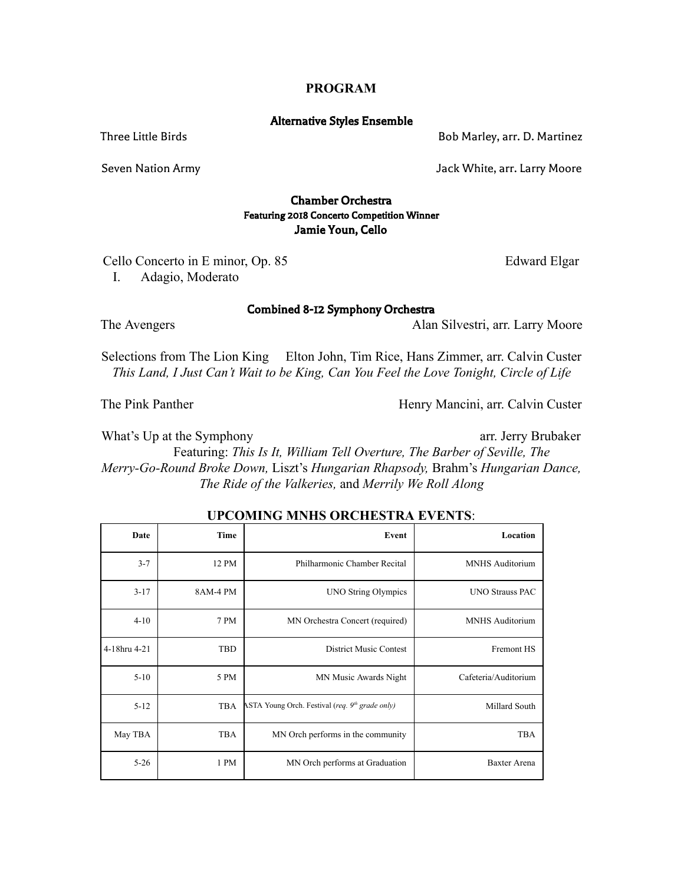# PROGRAM

## Alternative Styles Ensemble

Three Little Birds — Bob Marley, arr. D. Martinez

Seven Nation Army — Jack White, arr. Larry Moore

## Chamber Orchestra

### Featuring 2018 Concerto Competition Winner

### Jamie Youn, Cello

Cello Concerto in E minor, Op. 85 — Edward Elgar

I. Adagio, Moderato

## Combined 8-12 Symphony Orchestra

The Avengers — Alan Silvestri, arr. Larry Moore

Selections from The Lion King — Elton John, Tim Rice, Hans Zimmer, arr. Calvin Custer

*This Land, I Just Can't Wait to be King, Can You Feel the Love Tonight, Circle of Life*

The Pink Panther — Henry Mancini, arr. Calvin Custer

What's Up at the Symphony — arr. Jerry Brubaker

Featuring: *This Is It, William Tell Overture, The Barber of Seville, The Merry-Go-Round Broke Down,* Liszt's *Hungarian Rhapsody,* Brahm's *Hungarian Dance, The Ride of the Valkeries,* and *Merrily We Roll Along*

## UPCOMING MNHS ORCHESTRA EVENTS:

| Date | Time | Event | Location |
|---|---|---|---|
| 3-7 | 12 PM | Philharmonic Chamber Recital | MNHS Auditorium |
| 3-17 | 8AM-4 PM | UNO String Olympics | UNO Strauss PAC |
| 4-10 | 7 PM | MN Orchestra Concert (required) | MNHS Auditorium |
| 4-18hru 4-21 | TBD | District Music Contest | Fremont HS |
| 5-10 | 5 PM | MN Music Awards Night | Cafeteria/Auditorium |
| 5-12 | TBA | ASTA Young Orch. Festival (*req. 9th grade only*) | Millard South |
| May TBA | TBA | MN Orch performs in the community | TBA |
| 5-26 | 1 PM | MN Orch performs at Graduation | Baxter Arena |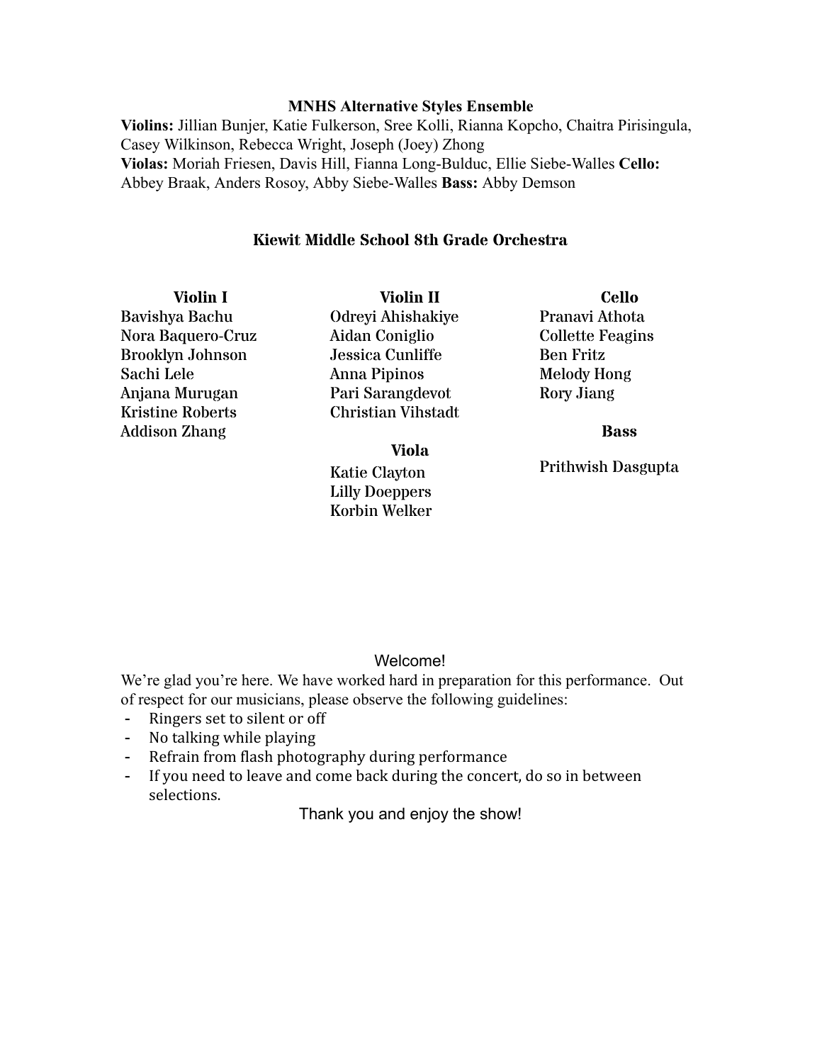**MNHS Alternative Styles Ensemble**

**Violins:** Jillian Bunjer, Katie Fulkerson, Sree Kolli, Rianna Kopcho, Chaitra Pirisingula, Casey Wilkinson, Rebecca Wright, Joseph (Joey) Zhong
**Violas:** Moriah Friesen, Davis Hill, Fianna Long-Bulduc, Ellie Siebe-Walles **Cello:** Abbey Braak, Anders Rosoy, Abby Siebe-Walles **Bass:** Abby Demson

**Kiewit Middle School 8th Grade Orchestra**

**Violin I**

Bavishya Bachu
Nora Baquero-Cruz
Brooklyn Johnson
Sachi Lele
Anjana Murugan
Kristine Roberts
Addison Zhang

**Violin II**

Odreyi Ahishakiye
Aidan Coniglio
Jessica Cunliffe
Anna Pipinos
Pari Sarangdevot
Christian Vihstadt

**Viola**

Katie Clayton
Lilly Doeppers
Korbin Welker

**Cello**

Pranavi Athota
Collette Feagins
Ben Fritz
Melody Hong
Rory Jiang

**Bass**

Prithwish Dasgupta

Welcome!

We're glad you're here. We have worked hard in preparation for this performance. Out of respect for our musicians, please observe the following guidelines:

- Ringers set to silent or off
- No talking while playing
- Refrain from flash photography during performance
- If you need to leave and come back during the concert, do so in between selections.

Thank you and enjoy the show!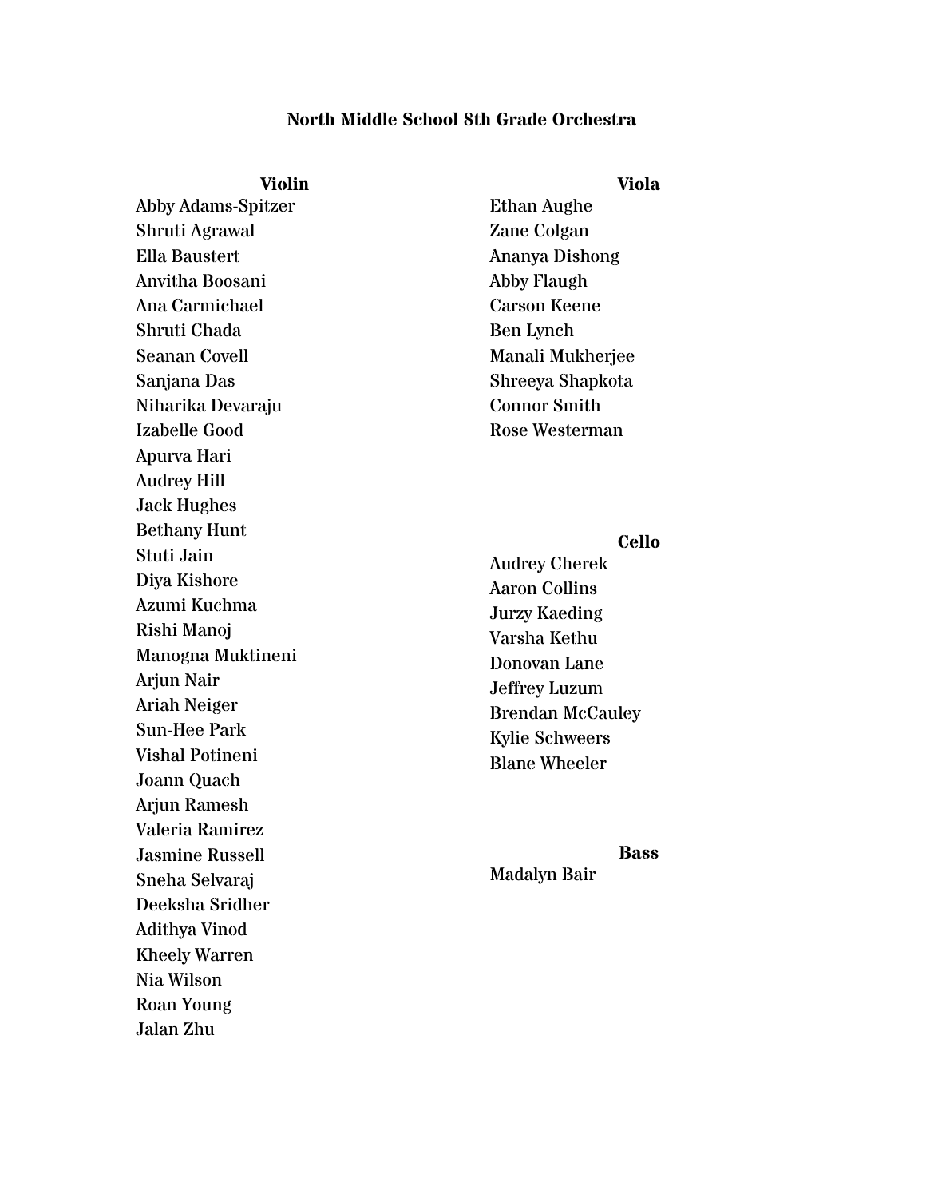# North Middle School 8th Grade Orchestra

## Violin

Abby Adams-Spitzer
Shruti Agrawal
Ella Baustert
Anvitha Boosani
Ana Carmichael
Shruti Chada
Seanan Covell
Sanjana Das
Niharika Devaraju
Izabelle Good
Apurva Hari
Audrey Hill
Jack Hughes
Bethany Hunt
Stuti Jain
Diya Kishore
Azumi Kuchma
Rishi Manoj
Manogna Muktineni
Arjun Nair
Ariah Neiger
Sun-Hee Park
Vishal Potineni
Joann Quach
Arjun Ramesh
Valeria Ramirez
Jasmine Russell
Sneha Selvaraj
Deeksha Sridher
Adithya Vinod
Kheely Warren
Nia Wilson
Roan Young
Jalan Zhu

## Viola

Ethan Aughe
Zane Colgan
Ananya Dishong
Abby Flaugh
Carson Keene
Ben Lynch
Manali Mukherjee
Shreeya Shapkota
Connor Smith
Rose Westerman

## Cello

Audrey Cherek
Aaron Collins
Jurzy Kaeding
Varsha Kethu
Donovan Lane
Jeffrey Luzum
Brendan McCauley
Kylie Schweers
Blane Wheeler

## Bass

Madalyn Bair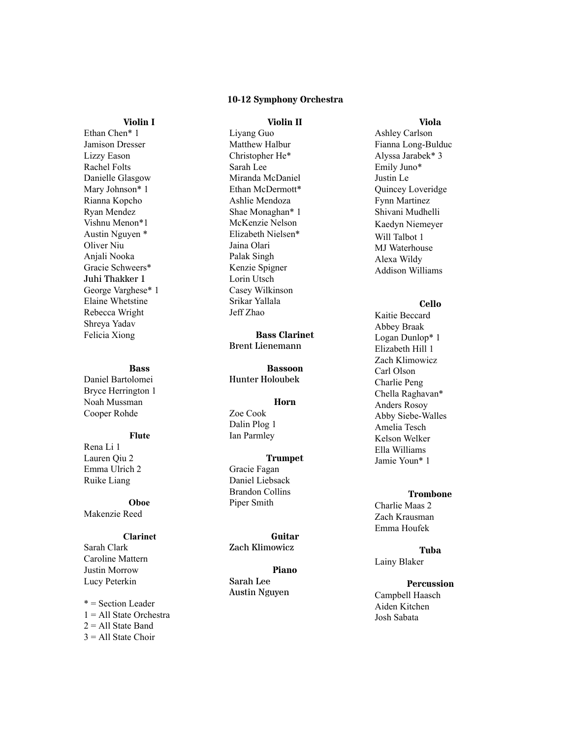# 10-12 Symphony Orchestra

### Violin I

Ethan Chen* 1
Jamison Dresser
Lizzy Eason
Rachel Folts
Danielle Glasgow
Mary Johnson* 1
Rianna Kopcho
Ryan Mendez
Vishnu Menon*1
Austin Nguyen *
Oliver Niu
Anjali Nooka
Gracie Schweers*
Juhi Thakker 1
George Varghese* 1
Elaine Whetstine
Rebecca Wright
Shreya Yadav
Felicia Xiong

### Bass

Daniel Bartolomei
Bryce Herrington 1
Noah Mussman
Cooper Rohde

### Flute

Rena Li 1
Lauren Qiu 2
Emma Ulrich 2
Ruike Liang

### Oboe

Makenzie Reed

### Clarinet

Sarah Clark
Caroline Mattern
Justin Morrow
Lucy Peterkin

* = Section Leader
1 = All State Orchestra
2 = All State Band
3 = All State Choir

### Violin II

Liyang Guo
Matthew Halbur
Christopher He*
Sarah Lee
Miranda McDaniel
Ethan McDermott*
Ashlie Mendoza
Shae Monaghan* 1
McKenzie Nelson
Elizabeth Nielsen*
Jaina Olari
Palak Singh
Kenzie Spigner
Lorin Utsch
Casey Wilkinson
Srikar Yallala
Jeff Zhao

### Bass Clarinet

Brent Lienemann

### Bassoon

Hunter Holoubek

### Horn

Zoe Cook
Dalin Plog 1
Ian Parmley

### Trumpet

Gracie Fagan
Daniel Liebsack
Brandon Collins
Piper Smith

### Guitar

Zach Klimowicz

### Piano

Sarah Lee
Austin Nguyen

### Viola

Ashley Carlson
Fianna Long-Bulduc
Alyssa Jarabek* 3
Emily Juno*
Justin Le
Quincey Loveridge
Fynn Martinez
Shivani Mudhelli
Kaedyn Niemeyer
Will Talbot 1
MJ Waterhouse
Alexa Wildy
Addison Williams

### Cello

Kaitie Beccard
Abbey Braak
Logan Dunlop* 1
Elizabeth Hill 1
Zach Klimowicz
Carl Olson
Charlie Peng
Chella Raghavan*
Anders Rosoy
Abby Siebe-Walles
Amelia Tesch
Kelson Welker
Ella Williams
Jamie Youn* 1

### Trombone

Charlie Maas 2
Zach Krausman
Emma Houfek

### Tuba

Lainy Blaker

### Percussion

Campbell Haasch
Aiden Kitchen
Josh Sabata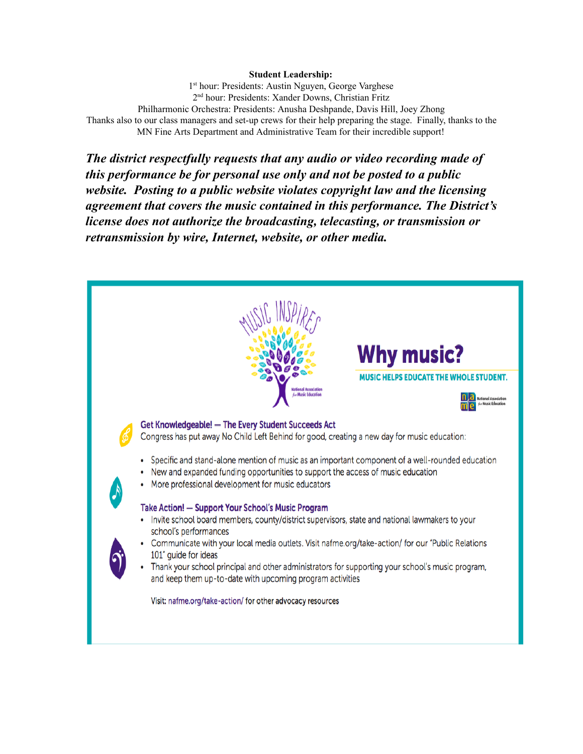**Student Leadership:**

1st hour: Presidents: Austin Nguyen, George Varghese

2nd hour: Presidents: Xander Downs, Christian Fritz

Philharmonic Orchestra: Presidents: Anusha Deshpande, Davis Hill, Joey Zhong

Thanks also to our class managers and set-up crews for their help preparing the stage. Finally, thanks to the MN Fine Arts Department and Administrative Team for their incredible support!

***The district respectfully requests that any audio or video recording made of this performance be for personal use only and not be posted to a public website. Posting to a public website violates copyright law and the licensing agreement that covers the music contained in this performance. The District's license does not authorize the broadcasting, telecasting, or transmission or retransmission by wire, Internet, website, or other media.***

MUSIC INSPIRES

National Association for Music Education

# Why music?

MUSIC HELPS EDUCATE THE WHOLE STUDENT.

nafme National Association for Music Education

### Get Knowledgeable! — The Every Student Succeeds Act

Congress has put away No Child Left Behind for good, creating a new day for music education:

- Specific and stand-alone mention of music as an important component of a well-rounded education
- New and expanded funding opportunities to support the access of music education
- More professional development for music educators

### Take Action! — Support Your School's Music Program

- Invite school board members, county/district supervisors, state and national lawmakers to your school's performances
- Communicate with your local media outlets. Visit nafme.org/take-action/ for our "Public Relations 101" guide for ideas
- Thank your school principal and other administrators for supporting your school's music program, and keep them up-to-date with upcoming program activities

Visit: nafme.org/take-action/ for other advocacy resources